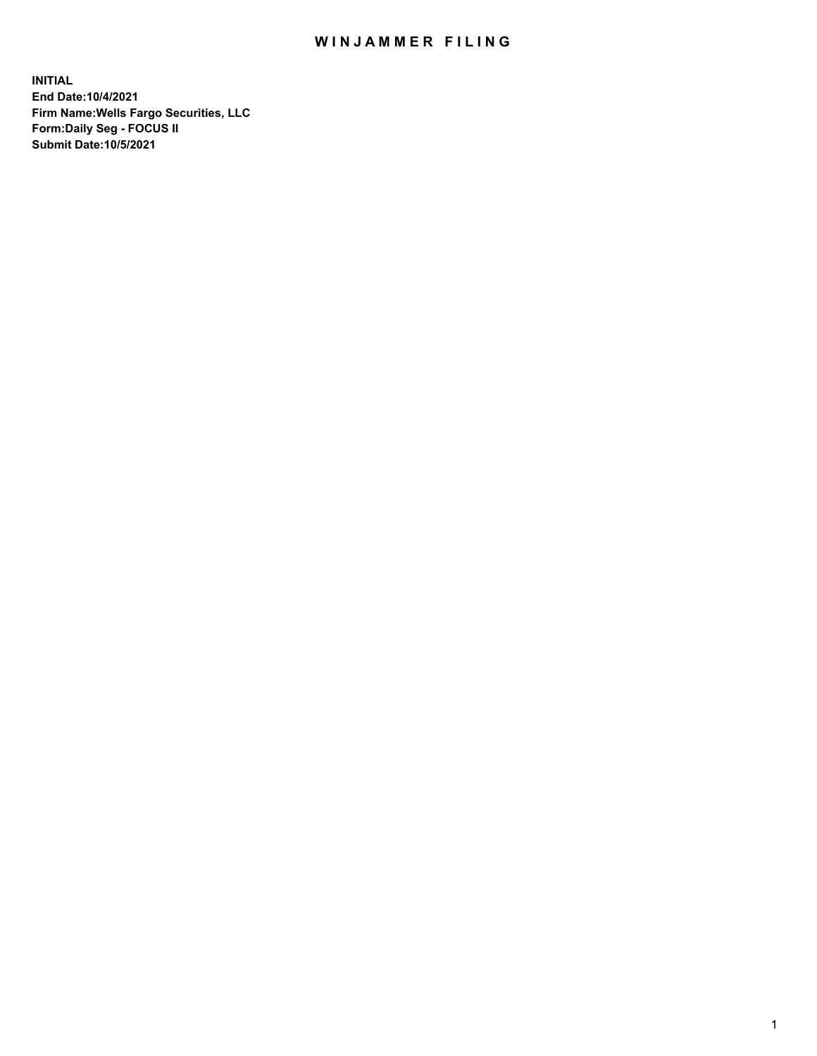# WINJAMMER FILING

**INITIAL**
**End Date:10/4/2021**
**Firm Name:Wells Fargo Securities, LLC**
**Form:Daily Seg - FOCUS II**
**Submit Date:10/5/2021**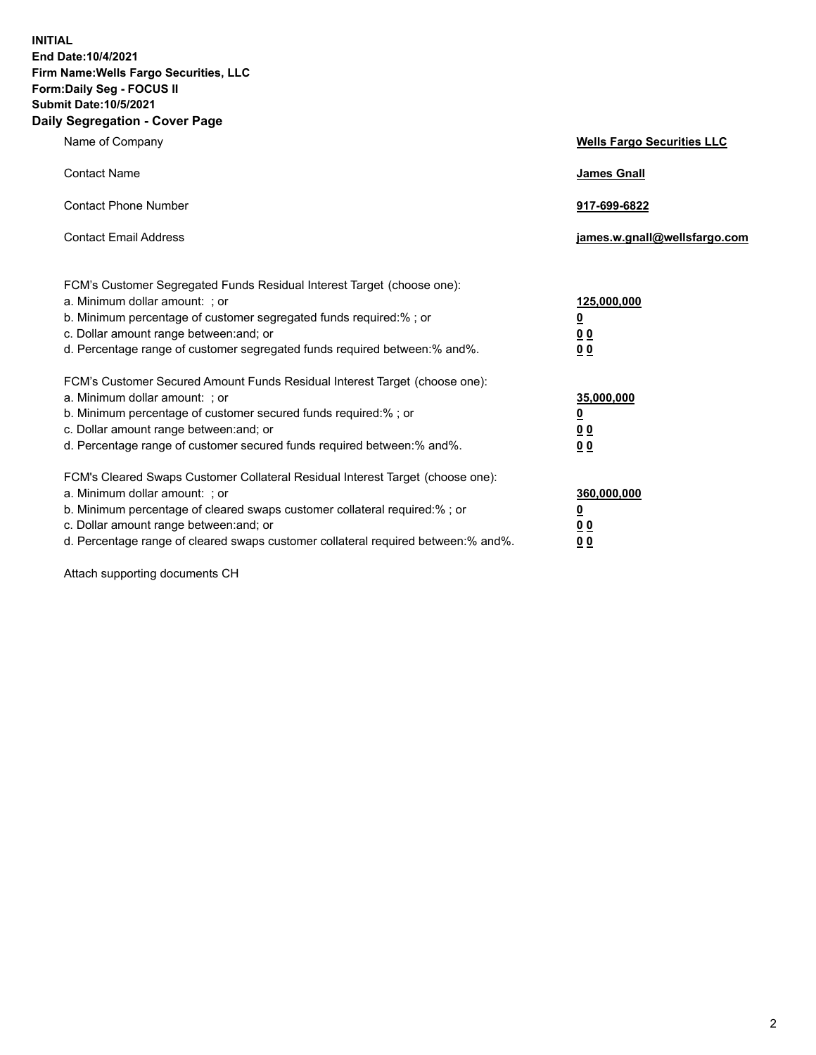**INITIAL**
**End Date:10/4/2021**
**Firm Name:Wells Fargo Securities, LLC**
**Form:Daily Seg - FOCUS II**
**Submit Date:10/5/2021**

## Daily Segregation - Cover Page

| | |
|---|---|
| Name of Company | **Wells Fargo Securities LLC** |
| Contact Name | **James Gnall** |
| Contact Phone Number | **917-699-6822** |
| Contact Email Address | **james.w.gnall@wellsfargo.com** |

FCM's Customer Segregated Funds Residual Interest Target (choose one):

| | |
|---|---|
| a. Minimum dollar amount: ; or | **125,000,000** |
| b. Minimum percentage of customer segregated funds required:% ; or | **0** |
| c. Dollar amount range between:and; or | **0 0** |
| d. Percentage range of customer segregated funds required between:% and%. | **0 0** |

FCM's Customer Secured Amount Funds Residual Interest Target (choose one):

| | |
|---|---|
| a. Minimum dollar amount: ; or | **35,000,000** |
| b. Minimum percentage of customer secured funds required:% ; or | **0** |
| c. Dollar amount range between:and; or | **0 0** |
| d. Percentage range of customer secured funds required between:% and%. | **0 0** |

FCM's Cleared Swaps Customer Collateral Residual Interest Target (choose one):

| | |
|---|---|
| a. Minimum dollar amount: ; or | **360,000,000** |
| b. Minimum percentage of cleared swaps customer collateral required:% ; or | **0** |
| c. Dollar amount range between:and; or | **0 0** |
| d. Percentage range of cleared swaps customer collateral required between:% and%. | **0 0** |

Attach supporting documents CH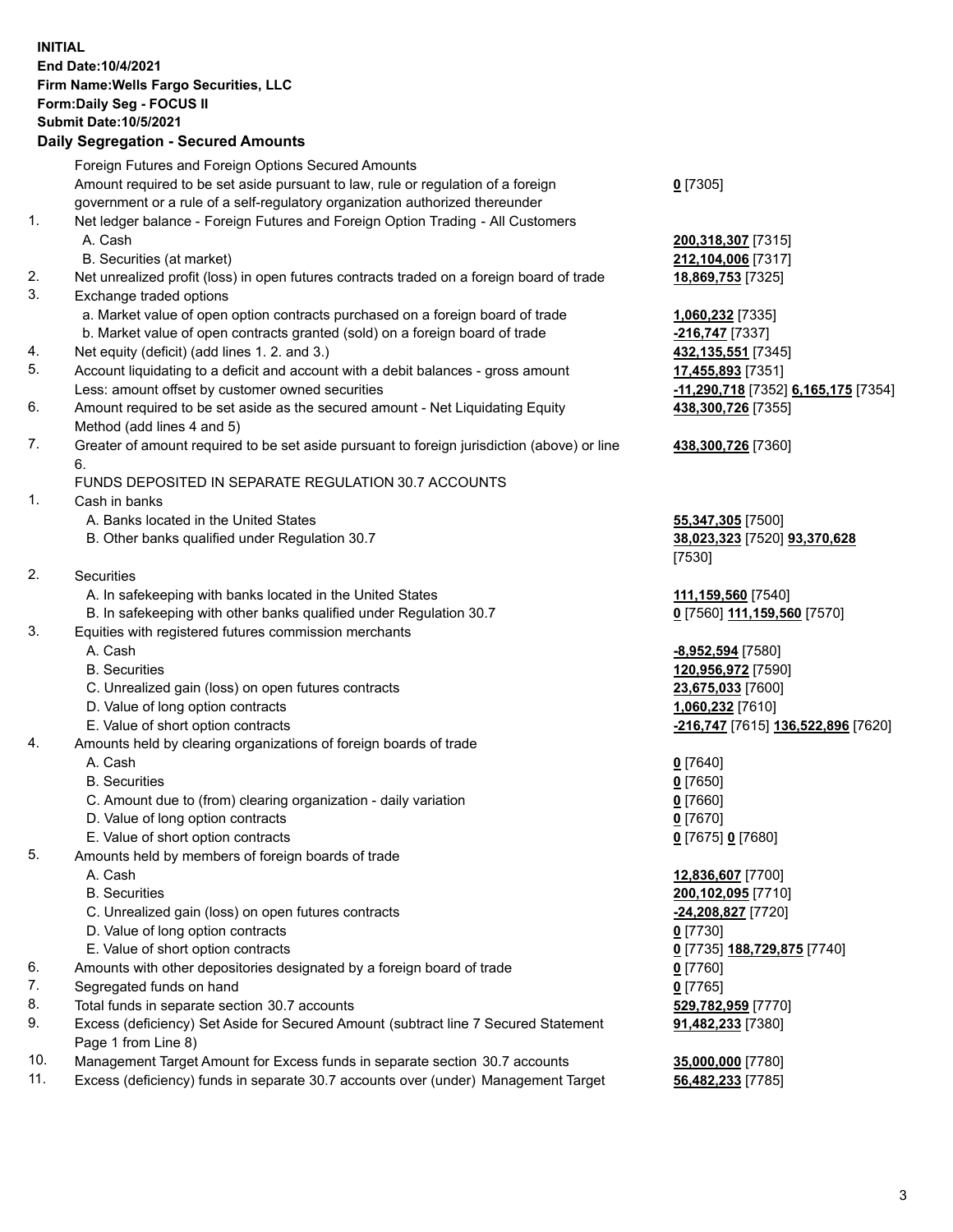**INITIAL**
**End Date:10/4/2021**
**Firm Name:Wells Fargo Securities, LLC**
**Form:Daily Seg - FOCUS II**
**Submit Date:10/5/2021**

### Daily Segregation - Secured Amounts

| | | |
|---|---|---|
| | Foreign Futures and Foreign Options Secured Amounts | |
| | Amount required to be set aside pursuant to law, rule or regulation of a foreign government or a rule of a self-regulatory organization authorized thereunder | **0** [7305] |
| 1. | Net ledger balance - Foreign Futures and Foreign Option Trading - All Customers | |
| | A. Cash | **200,318,307** [7315] |
| | B. Securities (at market) | **212,104,006** [7317] |
| 2. | Net unrealized profit (loss) in open futures contracts traded on a foreign board of trade | **18,869,753** [7325] |
| 3. | Exchange traded options | |
| | a. Market value of open option contracts purchased on a foreign board of trade | **1,060,232** [7335] |
| | b. Market value of open contracts granted (sold) on a foreign board of trade | **-216,747** [7337] |
| 4. | Net equity (deficit) (add lines 1. 2. and 3.) | **432,135,551** [7345] |
| 5. | Account liquidating to a deficit and account with a debit balances - gross amount | **17,455,893** [7351] |
| | Less: amount offset by customer owned securities | **-11,290,718** [7352] **6,165,175** [7354] |
| 6. | Amount required to be set aside as the secured amount - Net Liquidating Equity Method (add lines 4 and 5) | **438,300,726** [7355] |
| 7. | Greater of amount required to be set aside pursuant to foreign jurisdiction (above) or line 6. | **438,300,726** [7360] |
| | FUNDS DEPOSITED IN SEPARATE REGULATION 30.7 ACCOUNTS | |
| 1. | Cash in banks | |
| | A. Banks located in the United States | **55,347,305** [7500] |
| | B. Other banks qualified under Regulation 30.7 | **38,023,323** [7520] **93,370,628** [7530] |
| 2. | Securities | |
| | A. In safekeeping with banks located in the United States | **111,159,560** [7540] |
| | B. In safekeeping with other banks qualified under Regulation 30.7 | **0** [7560] **111,159,560** [7570] |
| 3. | Equities with registered futures commission merchants | |
| | A. Cash | **-8,952,594** [7580] |
| | B. Securities | **120,956,972** [7590] |
| | C. Unrealized gain (loss) on open futures contracts | **23,675,033** [7600] |
| | D. Value of long option contracts | **1,060,232** [7610] |
| | E. Value of short option contracts | **-216,747** [7615] **136,522,896** [7620] |
| 4. | Amounts held by clearing organizations of foreign boards of trade | |
| | A. Cash | **0** [7640] |
| | B. Securities | **0** [7650] |
| | C. Amount due to (from) clearing organization - daily variation | **0** [7660] |
| | D. Value of long option contracts | **0** [7670] |
| | E. Value of short option contracts | **0** [7675] **0** [7680] |
| 5. | Amounts held by members of foreign boards of trade | |
| | A. Cash | **12,836,607** [7700] |
| | B. Securities | **200,102,095** [7710] |
| | C. Unrealized gain (loss) on open futures contracts | **-24,208,827** [7720] |
| | D. Value of long option contracts | **0** [7730] |
| | E. Value of short option contracts | **0** [7735] **188,729,875** [7740] |
| 6. | Amounts with other depositories designated by a foreign board of trade | **0** [7760] |
| 7. | Segregated funds on hand | **0** [7765] |
| 8. | Total funds in separate section 30.7 accounts | **529,782,959** [7770] |
| 9. | Excess (deficiency) Set Aside for Secured Amount (subtract line 7 Secured Statement Page 1 from Line 8) | **91,482,233** [7380] |
| 10. | Management Target Amount for Excess funds in separate section 30.7 accounts | **35,000,000** [7780] |
| 11. | Excess (deficiency) funds in separate 30.7 accounts over (under) Management Target | **56,482,233** [7785] |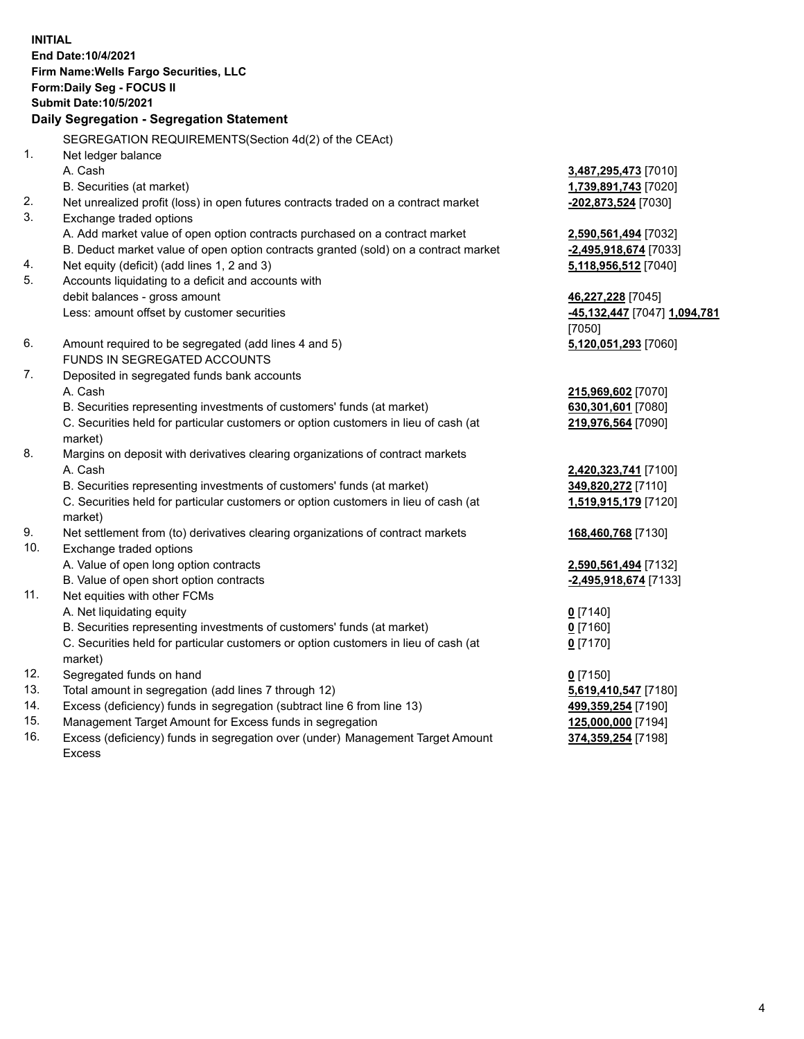**INITIAL**
**End Date:10/4/2021**
**Firm Name:Wells Fargo Securities, LLC**
**Form:Daily Seg - FOCUS II**
**Submit Date:10/5/2021**

## Daily Segregation - Segregation Statement

| | | |
|---|---|---|
| | SEGREGATION REQUIREMENTS(Section 4d(2) of the CEAct) | |
| 1. | Net ledger balance | |
| | A. Cash | **3,487,295,473** [7010] |
| | B. Securities (at market) | **1,739,891,743** [7020] |
| 2. | Net unrealized profit (loss) in open futures contracts traded on a contract market | **-202,873,524** [7030] |
| 3. | Exchange traded options | |
| | A. Add market value of open option contracts purchased on a contract market | **2,590,561,494** [7032] |
| | B. Deduct market value of open option contracts granted (sold) on a contract market | **-2,495,918,674** [7033] |
| 4. | Net equity (deficit) (add lines 1, 2 and 3) | **5,118,956,512** [7040] |
| 5. | Accounts liquidating to a deficit and accounts with debit balances - gross amount | **46,227,228** [7045] |
| | Less: amount offset by customer securities | **-45,132,447** [7047] **1,094,781** [7050] |
| 6. | Amount required to be segregated (add lines 4 and 5) | **5,120,051,293** [7060] |
| | FUNDS IN SEGREGATED ACCOUNTS | |
| 7. | Deposited in segregated funds bank accounts | |
| | A. Cash | **215,969,602** [7070] |
| | B. Securities representing investments of customers' funds (at market) | **630,301,601** [7080] |
| | C. Securities held for particular customers or option customers in lieu of cash (at market) | **219,976,564** [7090] |
| 8. | Margins on deposit with derivatives clearing organizations of contract markets | |
| | A. Cash | **2,420,323,741** [7100] |
| | B. Securities representing investments of customers' funds (at market) | **349,820,272** [7110] |
| | C. Securities held for particular customers or option customers in lieu of cash (at market) | **1,519,915,179** [7120] |
| 9. | Net settlement from (to) derivatives clearing organizations of contract markets | **168,460,768** [7130] |
| 10. | Exchange traded options | |
| | A. Value of open long option contracts | **2,590,561,494** [7132] |
| | B. Value of open short option contracts | **-2,495,918,674** [7133] |
| 11. | Net equities with other FCMs | |
| | A. Net liquidating equity | **0** [7140] |
| | B. Securities representing investments of customers' funds (at market) | **0** [7160] |
| | C. Securities held for particular customers or option customers in lieu of cash (at market) | **0** [7170] |
| 12. | Segregated funds on hand | **0** [7150] |
| 13. | Total amount in segregation (add lines 7 through 12) | **5,619,410,547** [7180] |
| 14. | Excess (deficiency) funds in segregation (subtract line 6 from line 13) | **499,359,254** [7190] |
| 15. | Management Target Amount for Excess funds in segregation | **125,000,000** [7194] |
| 16. | Excess (deficiency) funds in segregation over (under) Management Target Amount Excess | **374,359,254** [7198] |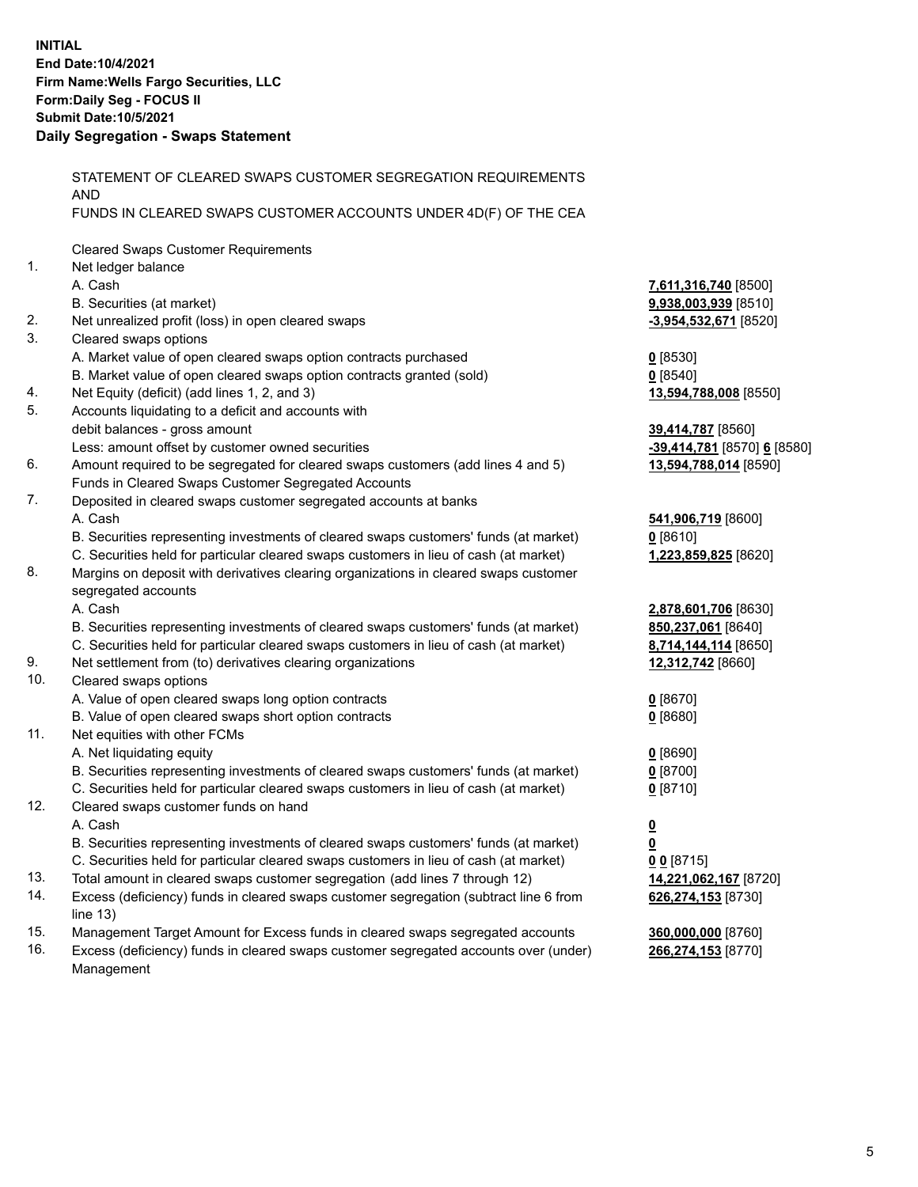**INITIAL**
**End Date:10/4/2021**
**Firm Name:Wells Fargo Securities, LLC**
**Form:Daily Seg - FOCUS II**
**Submit Date:10/5/2021**
**Daily Segregation - Swaps Statement**

STATEMENT OF CLEARED SWAPS CUSTOMER SEGREGATION REQUIREMENTS AND
FUNDS IN CLEARED SWAPS CUSTOMER ACCOUNTS UNDER 4D(F) OF THE CEA

| | | |
|---|---|---|
| | Cleared Swaps Customer Requirements | |
| 1. | Net ledger balance | |
| | A. Cash | **7,611,316,740** [8500] |
| | B. Securities (at market) | **9,938,003,939** [8510] |
| 2. | Net unrealized profit (loss) in open cleared swaps | **-3,954,532,671** [8520] |
| 3. | Cleared swaps options | |
| | A. Market value of open cleared swaps option contracts purchased | **0** [8530] |
| | B. Market value of open cleared swaps option contracts granted (sold) | **0** [8540] |
| 4. | Net Equity (deficit) (add lines 1, 2, and 3) | **13,594,788,008** [8550] |
| 5. | Accounts liquidating to a deficit and accounts with | |
| | debit balances - gross amount | **39,414,787** [8560] |
| | Less: amount offset by customer owned securities | **-39,414,781** [8570] **6** [8580] |
| 6. | Amount required to be segregated for cleared swaps customers (add lines 4 and 5) | **13,594,788,014** [8590] |
| | Funds in Cleared Swaps Customer Segregated Accounts | |
| 7. | Deposited in cleared swaps customer segregated accounts at banks | |
| | A. Cash | **541,906,719** [8600] |
| | B. Securities representing investments of cleared swaps customers' funds (at market) | **0** [8610] |
| | C. Securities held for particular cleared swaps customers in lieu of cash (at market) | **1,223,859,825** [8620] |
| 8. | Margins on deposit with derivatives clearing organizations in cleared swaps customer segregated accounts | |
| | A. Cash | **2,878,601,706** [8630] |
| | B. Securities representing investments of cleared swaps customers' funds (at market) | **850,237,061** [8640] |
| | C. Securities held for particular cleared swaps customers in lieu of cash (at market) | **8,714,144,114** [8650] |
| 9. | Net settlement from (to) derivatives clearing organizations | **12,312,742** [8660] |
| 10. | Cleared swaps options | |
| | A. Value of open cleared swaps long option contracts | **0** [8670] |
| | B. Value of open cleared swaps short option contracts | **0** [8680] |
| 11. | Net equities with other FCMs | |
| | A. Net liquidating equity | **0** [8690] |
| | B. Securities representing investments of cleared swaps customers' funds (at market) | **0** [8700] |
| | C. Securities held for particular cleared swaps customers in lieu of cash (at market) | **0** [8710] |
| 12. | Cleared swaps customer funds on hand | |
| | A. Cash | **0** |
| | B. Securities representing investments of cleared swaps customers' funds (at market) | **0** |
| | C. Securities held for particular cleared swaps customers in lieu of cash (at market) | **0** **0** [8715] |
| 13. | Total amount in cleared swaps customer segregation (add lines 7 through 12) | **14,221,062,167** [8720] |
| 14. | Excess (deficiency) funds in cleared swaps customer segregation (subtract line 6 from line 13) | **626,274,153** [8730] |
| 15. | Management Target Amount for Excess funds in cleared swaps segregated accounts | **360,000,000** [8760] |
| 16. | Excess (deficiency) funds in cleared swaps customer segregated accounts over (under) Management | **266,274,153** [8770] |